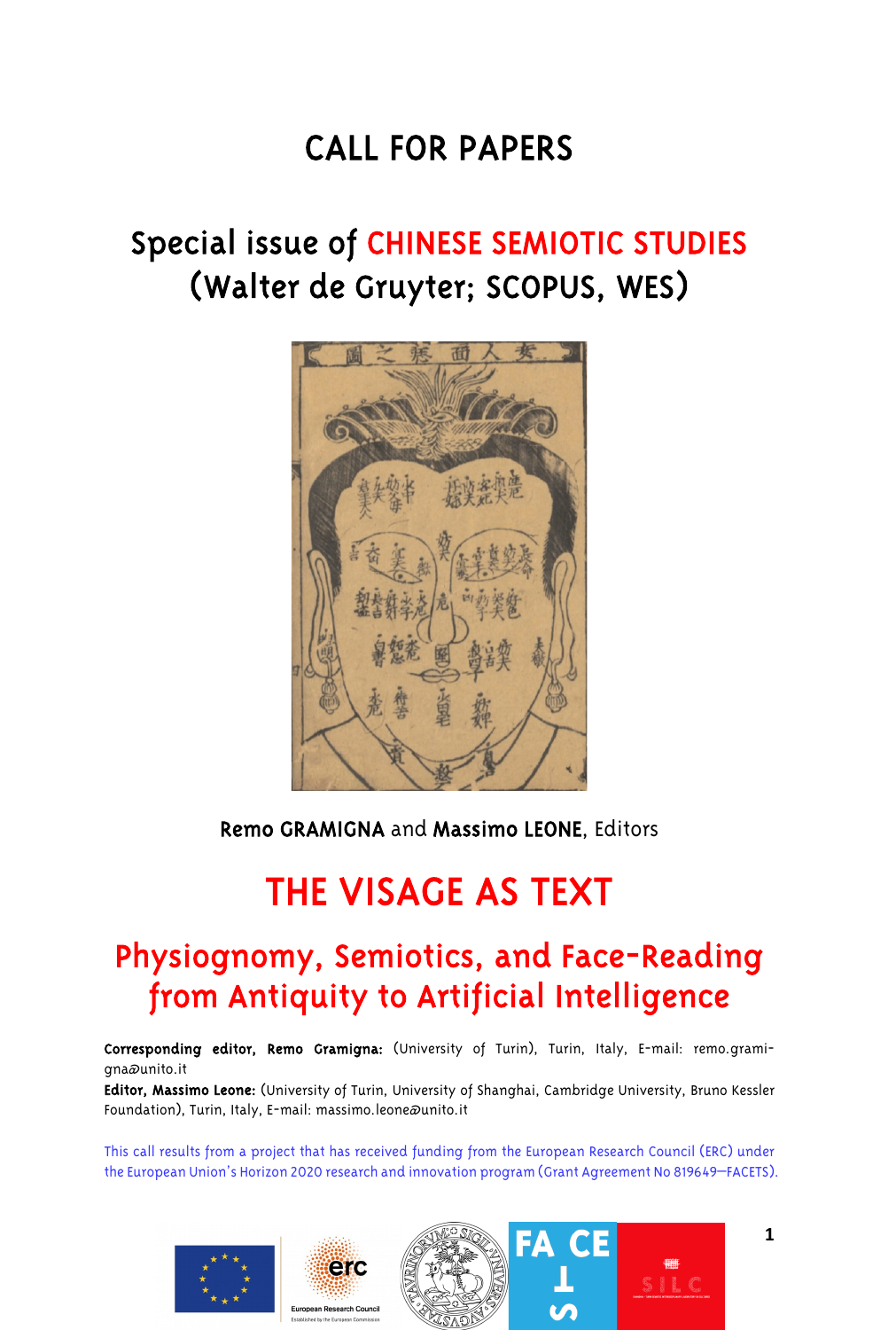# CALL FOR PAPERS

## Special issue of CHINESE SEMIOTIC STUDIES (Walter de Gruyter; SCOPUS, WES)

**Remo GRAMIGNA** and **Massimo LEONE**, Editors

# THE VISAGE AS TEXT

## Physiognomy, Semiotics, and Face-Reading from Antiquity to Artificial Intelligence

**Corresponding editor, Remo Gramigna:** (University of Turin), Turin, Italy, E-mail: remo.gramigna@unito.it

**Editor, Massimo Leone:** (University of Turin, University of Shanghai, Cambridge University, Bruno Kessler Foundation), Turin, Italy, E-mail: massimo.leone@unito.it

This call results from a project that has received funding from the European Research Council (ERC) under the European Union's Horizon 2020 research and innovation program (Grant Agreement No 819649—FACETS).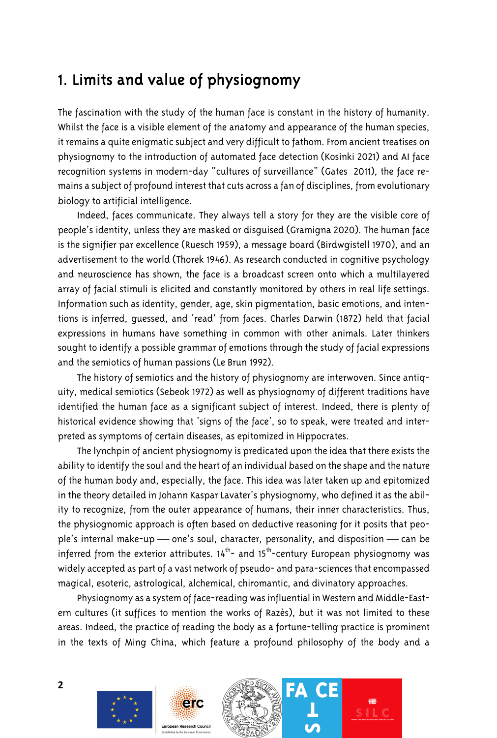# 1. Limits and value of physiognomy

The fascination with the study of the human face is constant in the history of humanity. Whilst the face is a visible element of the anatomy and appearance of the human species, it remains a quite enigmatic subject and very difficult to fathom. From ancient treatises on physiognomy to the introduction of automated face detection (Kosinki 2021) and AI face recognition systems in modern-day "cultures of surveillance" (Gates 2011), the face remains a subject of profound interest that cuts across a fan of disciplines, from evolutionary biology to artificial intelligence.

Indeed, faces communicate. They always tell a story for they are the visible core of people's identity, unless they are masked or disguised (Gramigna 2020). The human face is the signifier par excellence (Ruesch 1959), a message board (Birdwgistell 1970), and an advertisement to the world (Thorek 1946). As research conducted in cognitive psychology and neuroscience has shown, the face is a broadcast screen onto which a multilayered array of facial stimuli is elicited and constantly monitored by others in real life settings. Information such as identity, gender, age, skin pigmentation, basic emotions, and intentions is inferred, guessed, and 'read' from faces. Charles Darwin (1872) held that facial expressions in humans have something in common with other animals. Later thinkers sought to identify a possible grammar of emotions through the study of facial expressions and the semiotics of human passions (Le Brun 1992).

The history of semiotics and the history of physiognomy are interwoven. Since antiquity, medical semiotics (Sebeok 1972) as well as physiognomy of different traditions have identified the human face as a significant subject of interest. Indeed, there is plenty of historical evidence showing that 'signs of the face', so to speak, were treated and interpreted as symptoms of certain diseases, as epitomized in Hippocrates.

The lynchpin of ancient physiognomy is predicated upon the idea that there exists the ability to identify the soul and the heart of an individual based on the shape and the nature of the human body and, especially, the face. This idea was later taken up and epitomized in the theory detailed in Johann Kaspar Lavater's physiognomy, who defined it as the ability to recognize, from the outer appearance of humans, their inner characteristics. Thus, the physiognomic approach is often based on deductive reasoning for it posits that people's internal make-up — one's soul, character, personality, and disposition — can be inferred from the exterior attributes. 14th- and 15th-century European physiognomy was widely accepted as part of a vast network of pseudo- and para-sciences that encompassed magical, esoteric, astrological, alchemical, chiromantic, and divinatory approaches.

Physiognomy as a system of face-reading was influential in Western and Middle-Eastern cultures (it suffices to mention the works of Razès), but it was not limited to these areas. Indeed, the practice of reading the body as a fortune-telling practice is prominent in the texts of Ming China, which feature a profound philosophy of the body and a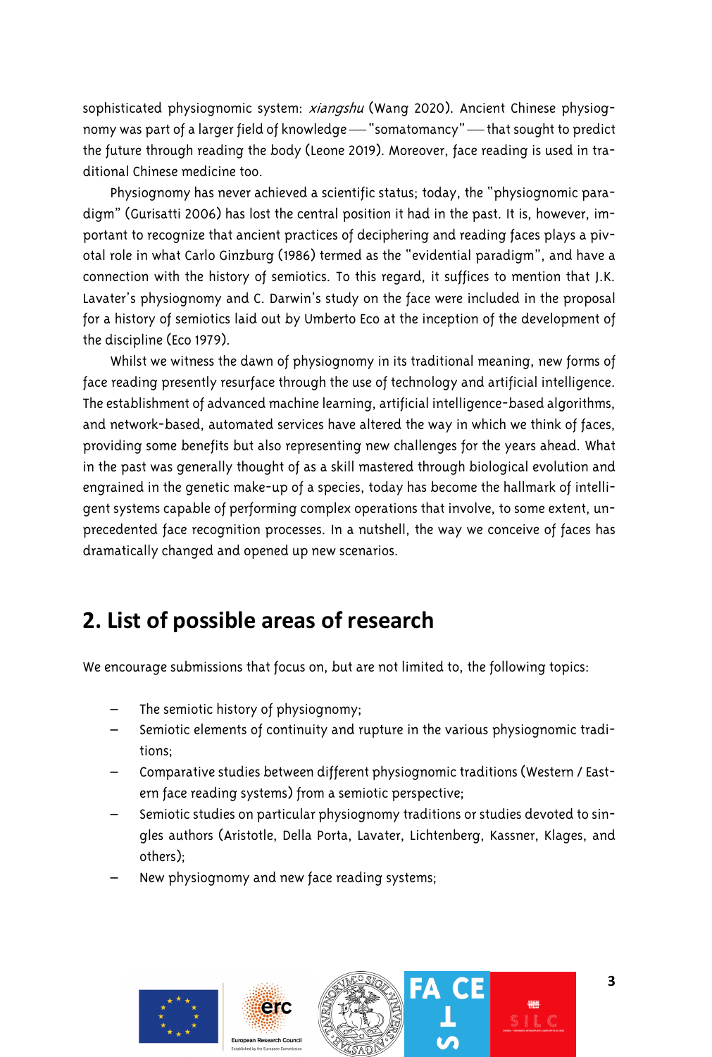sophisticated physiognomic system: *xiangshu* (Wang 2020). Ancient Chinese physiognomy was part of a larger field of knowledge — "somatomancy" — that sought to predict the future through reading the body (Leone 2019). Moreover, face reading is used in traditional Chinese medicine too.

Physiognomy has never achieved a scientific status; today, the "physiognomic paradigm" (Gurisatti 2006) has lost the central position it had in the past. It is, however, important to recognize that ancient practices of deciphering and reading faces plays a pivotal role in what Carlo Ginzburg (1986) termed as the "evidential paradigm", and have a connection with the history of semiotics. To this regard, it suffices to mention that J.K. Lavater's physiognomy and C. Darwin's study on the face were included in the proposal for a history of semiotics laid out by Umberto Eco at the inception of the development of the discipline (Eco 1979).

Whilst we witness the dawn of physiognomy in its traditional meaning, new forms of face reading presently resurface through the use of technology and artificial intelligence. The establishment of advanced machine learning, artificial intelligence-based algorithms, and network-based, automated services have altered the way in which we think of faces, providing some benefits but also representing new challenges for the years ahead. What in the past was generally thought of as a skill mastered through biological evolution and engrained in the genetic make-up of a species, today has become the hallmark of intelligent systems capable of performing complex operations that involve, to some extent, unprecedented face recognition processes. In a nutshell, the way we conceive of faces has dramatically changed and opened up new scenarios.

## 2. List of possible areas of research

We encourage submissions that focus on, but are not limited to, the following topics:

- The semiotic history of physiognomy;
- Semiotic elements of continuity and rupture in the various physiognomic traditions;
- Comparative studies between different physiognomic traditions (Western / Eastern face reading systems) from a semiotic perspective;
- Semiotic studies on particular physiognomy traditions or studies devoted to singles authors (Aristotle, Della Porta, Lavater, Lichtenberg, Kassner, Klages, and others);
- New physiognomy and new face reading systems;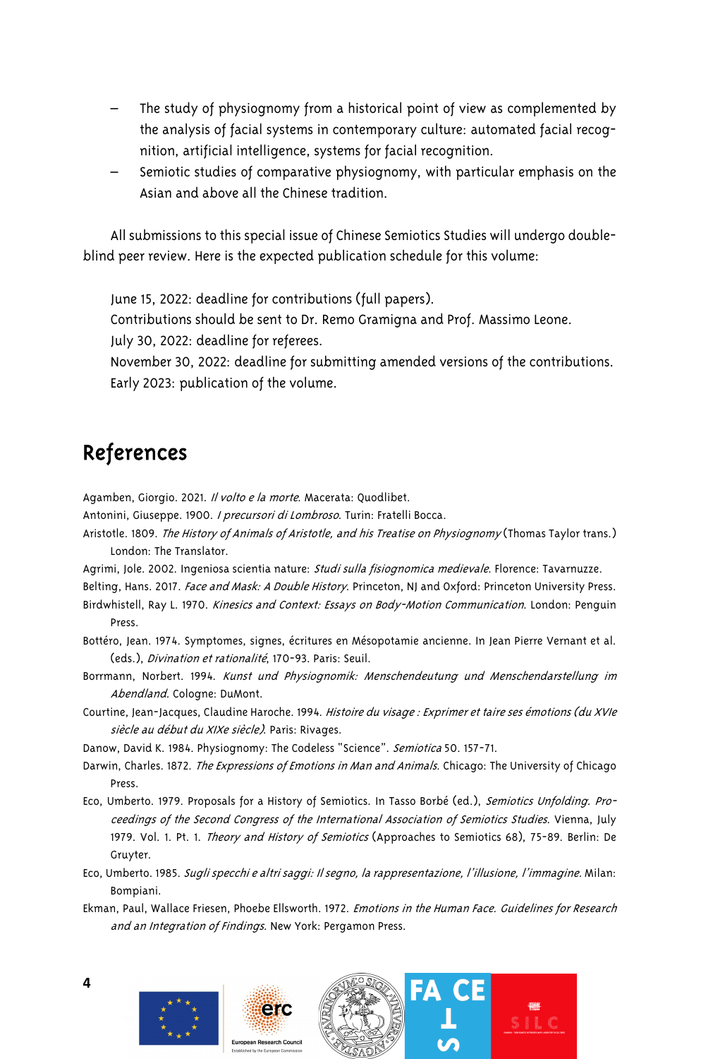- The study of physiognomy from a historical point of view as complemented by the analysis of facial systems in contemporary culture: automated facial recognition, artificial intelligence, systems for facial recognition.
- Semiotic studies of comparative physiognomy, with particular emphasis on the Asian and above all the Chinese tradition.

All submissions to this special issue of Chinese Semiotics Studies will undergo double-blind peer review. Here is the expected publication schedule for this volume:

June 15, 2022: deadline for contributions (full papers).
Contributions should be sent to Dr. Remo Gramigna and Prof. Massimo Leone.
July 30, 2022: deadline for referees.
November 30, 2022: deadline for submitting amended versions of the contributions.
Early 2023: publication of the volume.

## References

Agamben, Giorgio. 2021. *Il volto e la morte*. Macerata: Quodlibet.

Antonini, Giuseppe. 1900. *I precursori di Lombroso*. Turin: Fratelli Bocca.

Aristotle. 1809. *The History of Animals of Aristotle, and his Treatise on Physiognomy* (Thomas Taylor trans.) London: The Translator.

Agrimi, Jole. 2002. Ingeniosa scientia nature: *Studi sulla fisiognomica medievale*. Florence: Tavarnuzze.

Belting, Hans. 2017. *Face and Mask: A Double History*. Princeton, NJ and Oxford: Princeton University Press.

Birdwhistell, Ray L. 1970. *Kinesics and Context: Essays on Body-Motion Communication*. London: Penguin Press.

Bottéro, Jean. 1974. Symptomes, signes, écritures en Mésopotamie ancienne. In Jean Pierre Vernant et al. (eds.), *Divination et rationalité*, 170-93. Paris: Seuil.

Borrmann, Norbert. 1994. *Kunst und Physiognomik: Menschendeutung und Menschendarstellung im Abendland*. Cologne: DuMont.

Courtine, Jean-Jacques, Claudine Haroche. 1994. *Histoire du visage : Exprimer et taire ses émotions (du XVIe siècle au début du XIXe siècle)*. Paris: Rivages.

Danow, David K. 1984. Physiognomy: The Codeless "Science". *Semiotica* 50. 157-71.

Darwin, Charles. 1872. *The Expressions of Emotions in Man and Animals*. Chicago: The University of Chicago Press.

Eco, Umberto. 1979. Proposals for a History of Semiotics. In Tasso Borbé (ed.), *Semiotics Unfolding. Proceedings of the Second Congress of the International Association of Semiotics Studies*. Vienna, July 1979. Vol. 1. Pt. 1. *Theory and History of Semiotics* (Approaches to Semiotics 68), 75-89. Berlin: De Gruyter.

Eco, Umberto. 1985. *Sugli specchi e altri saggi: Il segno, la rappresentazione, l'illusione, l'immagine*. Milan: Bompiani.

Ekman, Paul, Wallace Friesen, Phoebe Ellsworth. 1972. *Emotions in the Human Face. Guidelines for Research and an Integration of Findings*. New York: Pergamon Press.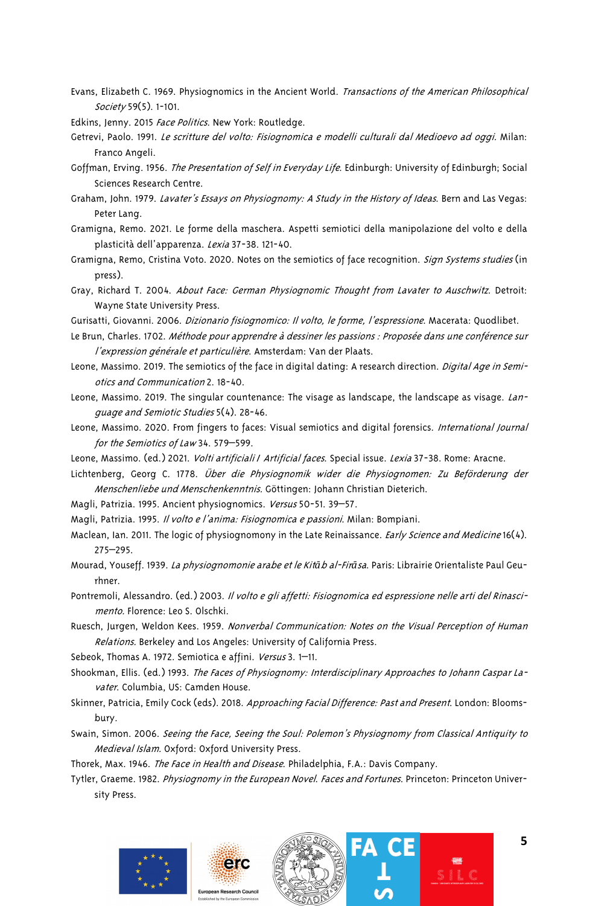Evans, Elizabeth C. 1969. Physiognomics in the Ancient World. *Transactions of the American Philosophical Society* 59(5). 1-101.

Edkins, Jenny. 2015 *Face Politics*. New York: Routledge.

Getrevi, Paolo. 1991. *Le scritture del volto: Fisiognomica e modelli culturali dal Medioevo ad oggi*. Milan: Franco Angeli.

Goffman, Erving. 1956. *The Presentation of Self in Everyday Life*. Edinburgh: University of Edinburgh; Social Sciences Research Centre.

Graham, John. 1979. *Lavater's Essays on Physiognomy: A Study in the History of Ideas*. Bern and Las Vegas: Peter Lang.

Gramigna, Remo. 2021. Le forme della maschera. Aspetti semiotici della manipolazione del volto e della plasticità dell'apparenza. *Lexia* 37-38. 121-40.

Gramigna, Remo, Cristina Voto. 2020. Notes on the semiotics of face recognition. *Sign Systems studies* (in press).

Gray, Richard T. 2004. *About Face: German Physiognomic Thought from Lavater to Auschwitz*. Detroit: Wayne State University Press.

Gurisatti, Giovanni. 2006. *Dizionario fisiognomico: Il volto, le forme, l'espressione*. Macerata: Quodlibet.

Le Brun, Charles. 1702. *Méthode pour apprendre à dessiner les passions : Proposée dans une conférence sur l'expression générale et particulière*. Amsterdam: Van der Plaats.

Leone, Massimo. 2019. The semiotics of the face in digital dating: A research direction. *Digital Age in Semiotics and Communication* 2. 18-40.

Leone, Massimo. 2019. The singular countenance: The visage as landscape, the landscape as visage. *Language and Semiotic Studies* 5(4). 28-46.

Leone, Massimo. 2020. From fingers to faces: Visual semiotics and digital forensics. *International Journal for the Semiotics of Law* 34. 579–599.

Leone, Massimo. (ed.) 2021. *Volti artificiali / Artificial faces*. Special issue. *Lexia* 37-38. Rome: Aracne.

Lichtenberg, Georg C. 1778. *Über die Physiognomik wider die Physiognomen: Zu Beförderung der Menschenliebe und Menschenkenntnis*. Göttingen: Johann Christian Dieterich.

Magli, Patrizia. 1995. Ancient physiognomics. *Versus* 50-51. 39–57.

Magli, Patrizia. 1995. *Il volto e l'anima: Fisiognomica e passioni*. Milan: Bompiani.

Maclean, Ian. 2011. The logic of physiognomony in the Late Reinaissance. *Early Science and Medicine* 16(4). 275–295.

Mourad, Youseff. 1939. *La physiognomonie arabe et le Kitāb al-Firāsa*. Paris: Librairie Orientaliste Paul Geurhner.

Pontremoli, Alessandro. (ed.) 2003. *Il volto e gli affetti: Fisiognomica ed espressione nelle arti del Rinascimento*. Florence: Leo S. Olschki.

Ruesch, Jurgen, Weldon Kees. 1959. *Nonverbal Communication: Notes on the Visual Perception of Human Relations*. Berkeley and Los Angeles: University of California Press.

Sebeok, Thomas A. 1972. Semiotica e affini. *Versus* 3. 1–11.

Shookman, Ellis. (ed.) 1993. *The Faces of Physiognomy: Interdisciplinary Approaches to Johann Caspar Lavater*. Columbia, US: Camden House.

Skinner, Patricia, Emily Cock (eds). 2018. *Approaching Facial Difference: Past and Present*. London: Bloomsbury.

Swain, Simon. 2006. *Seeing the Face, Seeing the Soul: Polemon's Physiognomy from Classical Antiquity to Medieval Islam*. Oxford: Oxford University Press.

Thorek, Max. 1946. *The Face in Health and Disease*. Philadelphia, F.A.: Davis Company.

Tytler, Graeme. 1982. *Physiognomy in the European Novel. Faces and Fortunes*. Princeton: Princeton University Press.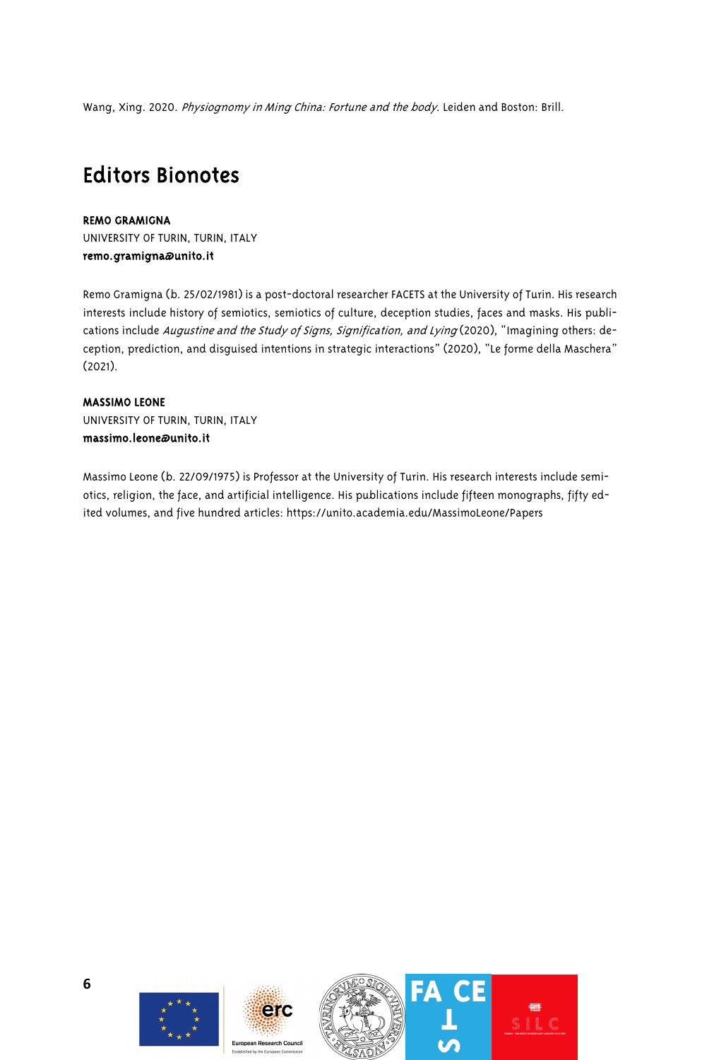Wang, Xing. 2020. *Physiognomy in Ming China: Fortune and the body*. Leiden and Boston: Brill.

## Editors Bionotes

**REMO GRAMIGNA**
UNIVERSITY OF TURIN, TURIN, ITALY
**remo.gramigna@unito.it**

Remo Gramigna (b. 25/02/1981) is a post-doctoral researcher FACETS at the University of Turin. His research interests include history of semiotics, semiotics of culture, deception studies, faces and masks. His publications include *Augustine and the Study of Signs, Signification, and Lying* (2020), "Imagining others: deception, prediction, and disguised intentions in strategic interactions" (2020), "Le forme della Maschera" (2021).

**MASSIMO LEONE**
UNIVERSITY OF TURIN, TURIN, ITALY
**massimo.leone@unito.it**

Massimo Leone (b. 22/09/1975) is Professor at the University of Turin. His research interests include semiotics, religion, the face, and artificial intelligence. His publications include fifteen monographs, fifty edited volumes, and five hundred articles: https://unito.academia.edu/MassimoLeone/Papers